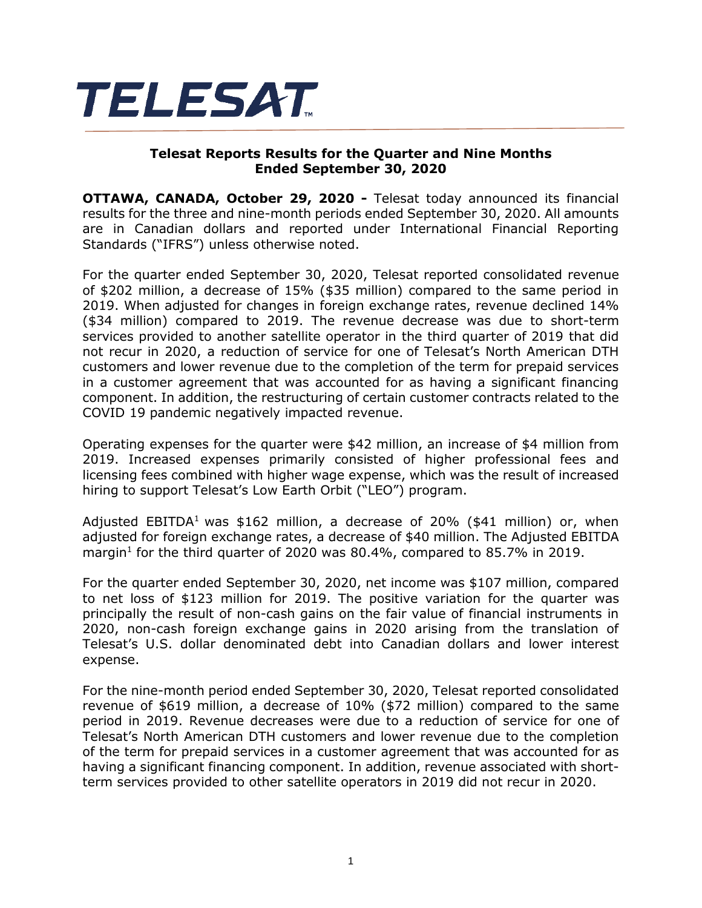# TELESAT

## Telesat Reports Results for the Quarter and Nine Months Ended September 30, 2020

**OTTAWA, CANADA, October 29, 2020 -** Telesat today announced its financial results for the three and nine-month periods ended September 30, 2020. All amounts are in Canadian dollars and reported under International Financial Reporting Standards ("IFRS") unless otherwise noted.

For the quarter ended September 30, 2020, Telesat reported consolidated revenue of $202 million, a decrease of 15% ($35 million) compared to the same period in 2019. When adjusted for changes in foreign exchange rates, revenue declined 14% ($34 million) compared to 2019. The revenue decrease was due to short-term services provided to another satellite operator in the third quarter of 2019 that did not recur in 2020, a reduction of service for one of Telesat's North American DTH customers and lower revenue due to the completion of the term for prepaid services in a customer agreement that was accounted for as having a significant financing component. In addition, the restructuring of certain customer contracts related to the COVID 19 pandemic negatively impacted revenue.

Operating expenses for the quarter were $42 million, an increase of $4 million from 2019. Increased expenses primarily consisted of higher professional fees and licensing fees combined with higher wage expense, which was the result of increased hiring to support Telesat's Low Earth Orbit ("LEO") program.

Adjusted EBITDA[1] was $162 million, a decrease of 20% ($41 million) or, when adjusted for foreign exchange rates, a decrease of $40 million. The Adjusted EBITDA margin[1] for the third quarter of 2020 was 80.4%, compared to 85.7% in 2019.

For the quarter ended September 30, 2020, net income was $107 million, compared to net loss of $123 million for 2019. The positive variation for the quarter was principally the result of non-cash gains on the fair value of financial instruments in 2020, non-cash foreign exchange gains in 2020 arising from the translation of Telesat's U.S. dollar denominated debt into Canadian dollars and lower interest expense.

For the nine-month period ended September 30, 2020, Telesat reported consolidated revenue of $619 million, a decrease of 10% ($72 million) compared to the same period in 2019. Revenue decreases were due to a reduction of service for one of Telesat's North American DTH customers and lower revenue due to the completion of the term for prepaid services in a customer agreement that was accounted for as having a significant financing component. In addition, revenue associated with short-term services provided to other satellite operators in 2019 did not recur in 2020.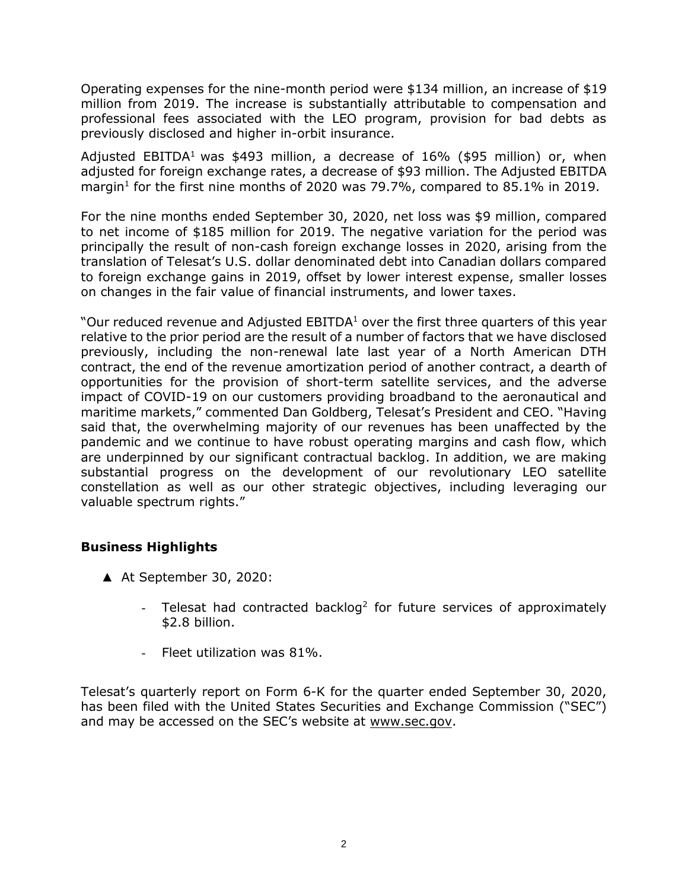Operating expenses for the nine-month period were $134 million, an increase of $19 million from 2019. The increase is substantially attributable to compensation and professional fees associated with the LEO program, provision for bad debts as previously disclosed and higher in-orbit insurance.

Adjusted EBITDA[1] was $493 million, a decrease of 16% ($95 million) or, when adjusted for foreign exchange rates, a decrease of $93 million. The Adjusted EBITDA margin[1] for the first nine months of 2020 was 79.7%, compared to 85.1% in 2019.

For the nine months ended September 30, 2020, net loss was $9 million, compared to net income of $185 million for 2019. The negative variation for the period was principally the result of non-cash foreign exchange losses in 2020, arising from the translation of Telesat's U.S. dollar denominated debt into Canadian dollars compared to foreign exchange gains in 2019, offset by lower interest expense, smaller losses on changes in the fair value of financial instruments, and lower taxes.

"Our reduced revenue and Adjusted EBITDA[1] over the first three quarters of this year relative to the prior period are the result of a number of factors that we have disclosed previously, including the non-renewal late last year of a North American DTH contract, the end of the revenue amortization period of another contract, a dearth of opportunities for the provision of short-term satellite services, and the adverse impact of COVID-19 on our customers providing broadband to the aeronautical and maritime markets," commented Dan Goldberg, Telesat's President and CEO. "Having said that, the overwhelming majority of our revenues has been unaffected by the pandemic and we continue to have robust operating margins and cash flow, which are underpinned by our significant contractual backlog. In addition, we are making substantial progress on the development of our revolutionary LEO satellite constellation as well as our other strategic objectives, including leveraging our valuable spectrum rights."

## Business Highlights

- ▲ At September 30, 2020:
  - Telesat had contracted backlog[2] for future services of approximately $2.8 billion.
  - Fleet utilization was 81%.

Telesat's quarterly report on Form 6-K for the quarter ended September 30, 2020, has been filed with the United States Securities and Exchange Commission ("SEC") and may be accessed on the SEC's website at www.sec.gov.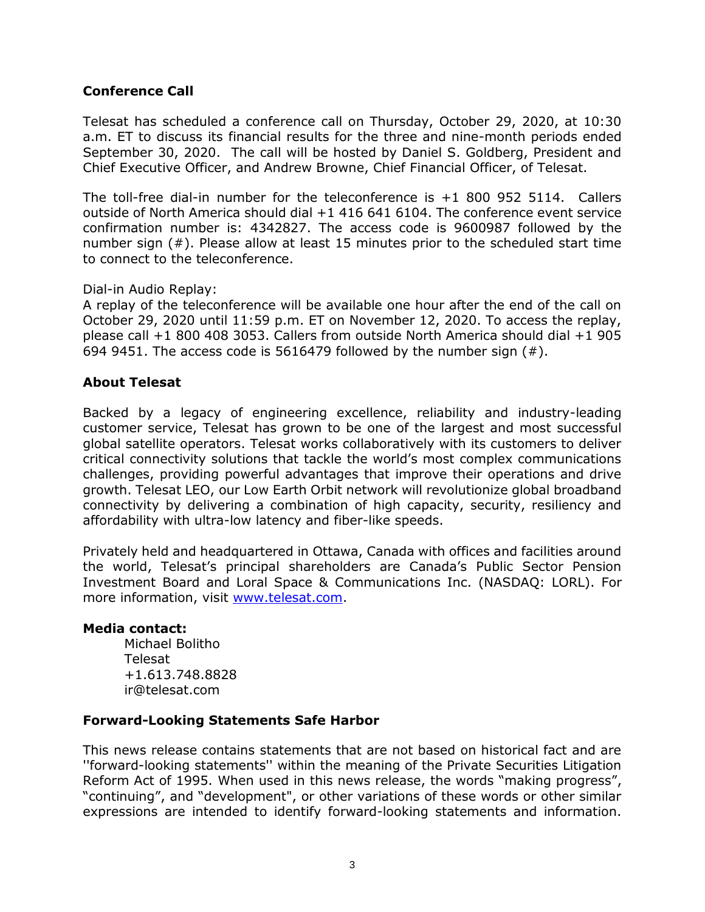## Conference Call

Telesat has scheduled a conference call on Thursday, October 29, 2020, at 10:30 a.m. ET to discuss its financial results for the three and nine-month periods ended September 30, 2020. The call will be hosted by Daniel S. Goldberg, President and Chief Executive Officer, and Andrew Browne, Chief Financial Officer, of Telesat.

The toll-free dial-in number for the teleconference is +1 800 952 5114. Callers outside of North America should dial +1 416 641 6104. The conference event service confirmation number is: 4342827. The access code is 9600987 followed by the number sign (#). Please allow at least 15 minutes prior to the scheduled start time to connect to the teleconference.

Dial-in Audio Replay:
A replay of the teleconference will be available one hour after the end of the call on October 29, 2020 until 11:59 p.m. ET on November 12, 2020. To access the replay, please call +1 800 408 3053. Callers from outside North America should dial +1 905 694 9451. The access code is 5616479 followed by the number sign (#).

## About Telesat

Backed by a legacy of engineering excellence, reliability and industry-leading customer service, Telesat has grown to be one of the largest and most successful global satellite operators. Telesat works collaboratively with its customers to deliver critical connectivity solutions that tackle the world's most complex communications challenges, providing powerful advantages that improve their operations and drive growth. Telesat LEO, our Low Earth Orbit network will revolutionize global broadband connectivity by delivering a combination of high capacity, security, resiliency and affordability with ultra-low latency and fiber-like speeds.

Privately held and headquartered in Ottawa, Canada with offices and facilities around the world, Telesat's principal shareholders are Canada's Public Sector Pension Investment Board and Loral Space & Communications Inc. (NASDAQ: LORL). For more information, visit [www.telesat.com](http://www.telesat.com).

**Media contact:**

Michael Bolitho
Telesat
+1.613.748.8828
ir@telesat.com

## Forward-Looking Statements Safe Harbor

This news release contains statements that are not based on historical fact and are ''forward-looking statements'' within the meaning of the Private Securities Litigation Reform Act of 1995. When used in this news release, the words "making progress", "continuing", and "development", or other variations of these words or other similar expressions are intended to identify forward-looking statements and information.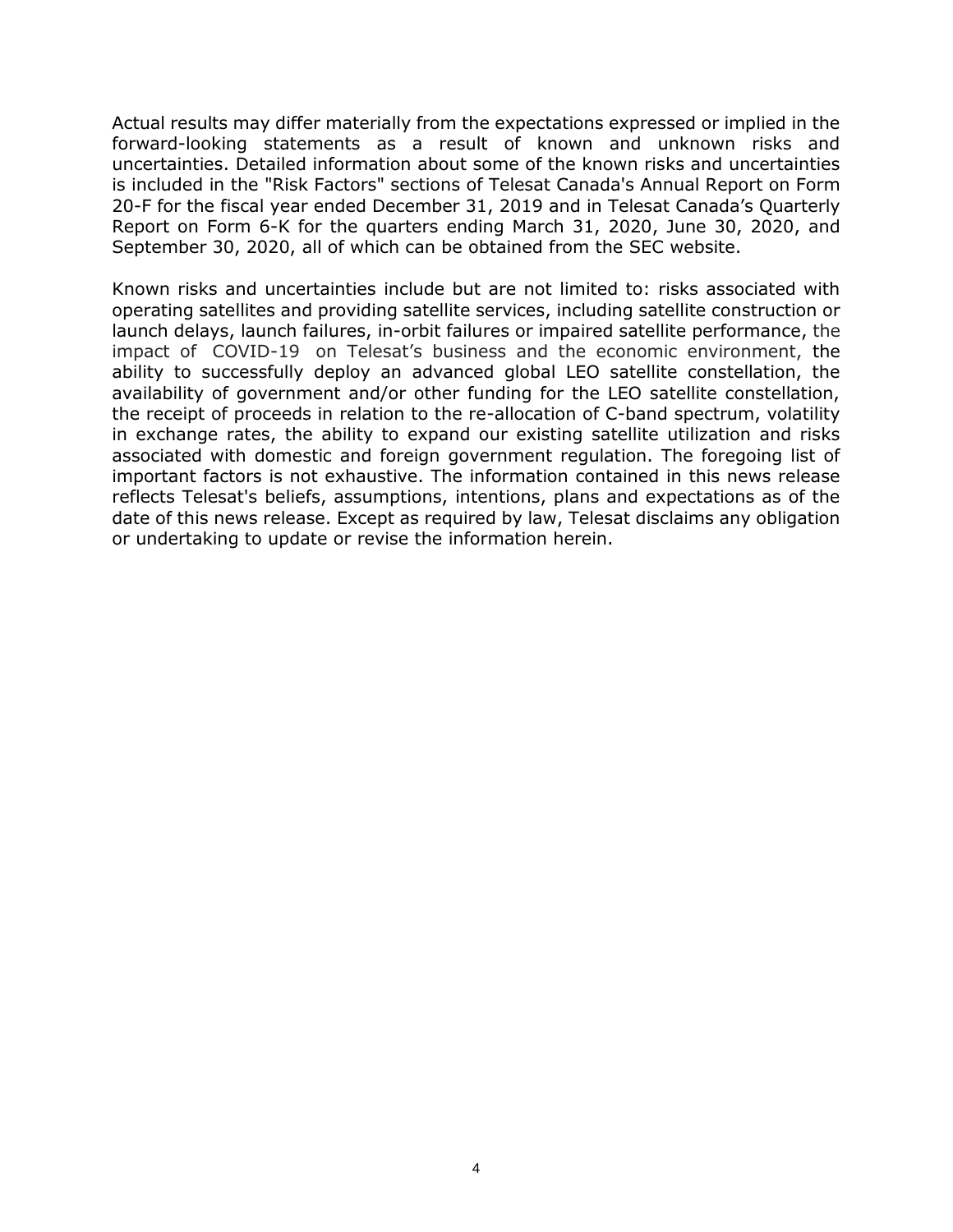Actual results may differ materially from the expectations expressed or implied in the forward-looking statements as a result of known and unknown risks and uncertainties. Detailed information about some of the known risks and uncertainties is included in the "Risk Factors" sections of Telesat Canada's Annual Report on Form 20-F for the fiscal year ended December 31, 2019 and in Telesat Canada's Quarterly Report on Form 6-K for the quarters ending March 31, 2020, June 30, 2020, and September 30, 2020, all of which can be obtained from the SEC website.

Known risks and uncertainties include but are not limited to: risks associated with operating satellites and providing satellite services, including satellite construction or launch delays, launch failures, in-orbit failures or impaired satellite performance, the impact of COVID-19 on Telesat's business and the economic environment, the ability to successfully deploy an advanced global LEO satellite constellation, the availability of government and/or other funding for the LEO satellite constellation, the receipt of proceeds in relation to the re-allocation of C-band spectrum, volatility in exchange rates, the ability to expand our existing satellite utilization and risks associated with domestic and foreign government regulation. The foregoing list of important factors is not exhaustive. The information contained in this news release reflects Telesat's beliefs, assumptions, intentions, plans and expectations as of the date of this news release. Except as required by law, Telesat disclaims any obligation or undertaking to update or revise the information herein.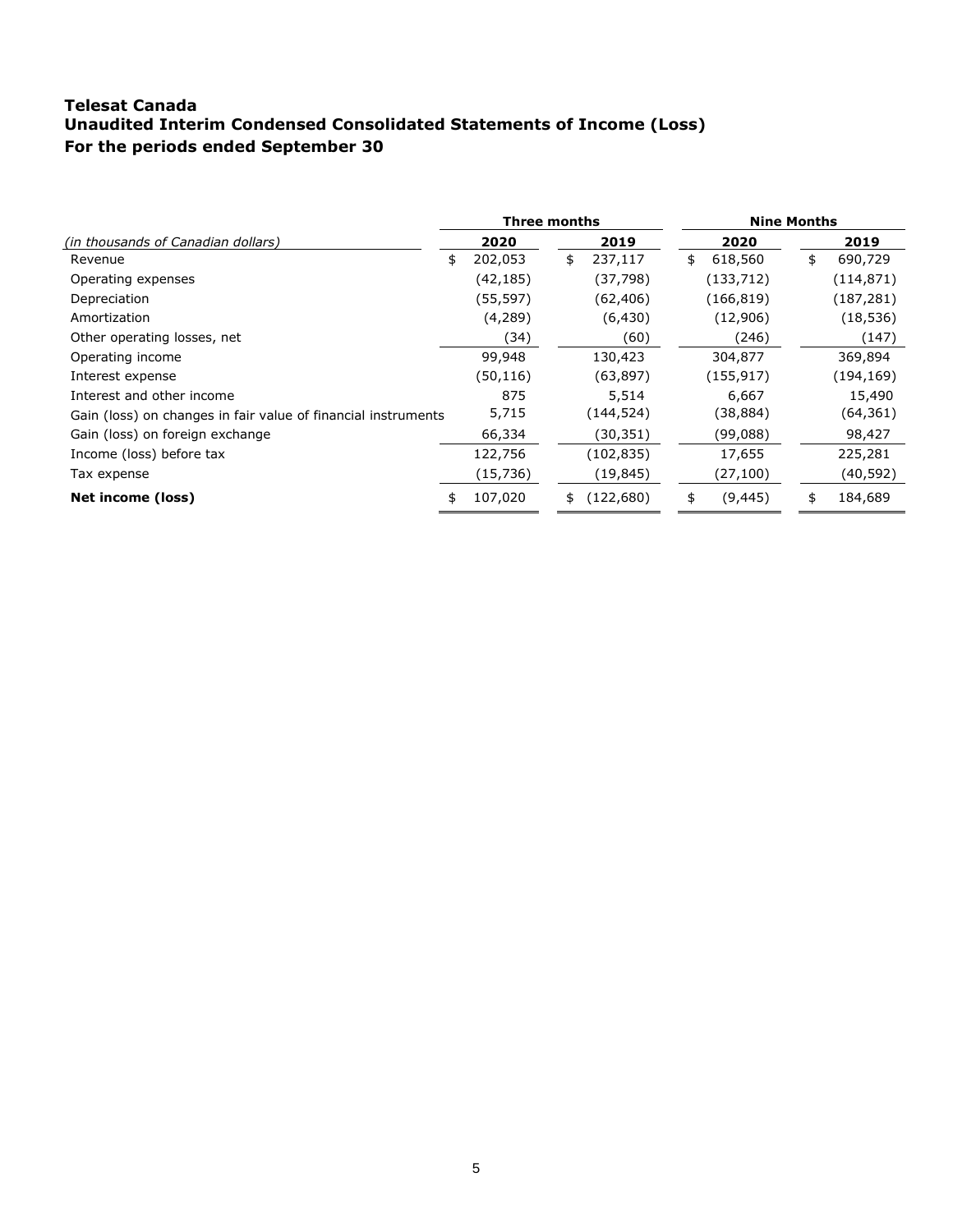# Telesat Canada

## Unaudited Interim Condensed Consolidated Statements of Income (Loss)

## For the periods ended September 30

| | Three months | | Nine Months | |
|---|---|---|---|---|
| *(in thousands of Canadian dollars)* | **2020** | **2019** | **2020** | **2019** |
| Revenue | $ 202,053 | $ 237,117 | $ 618,560 | $ 690,729 |
| Operating expenses | (42,185) | (37,798) | (133,712) | (114,871) |
| Depreciation | (55,597) | (62,406) | (166,819) | (187,281) |
| Amortization | (4,289) | (6,430) | (12,906) | (18,536) |
| Other operating losses, net | (34) | (60) | (246) | (147) |
| Operating income | 99,948 | 130,423 | 304,877 | 369,894 |
| Interest expense | (50,116) | (63,897) | (155,917) | (194,169) |
| Interest and other income | 875 | 5,514 | 6,667 | 15,490 |
| Gain (loss) on changes in fair value of financial instruments | 5,715 | (144,524) | (38,884) | (64,361) |
| Gain (loss) on foreign exchange | 66,334 | (30,351) | (99,088) | 98,427 |
| Income (loss) before tax | 122,756 | (102,835) | 17,655 | 225,281 |
| Tax expense | (15,736) | (19,845) | (27,100) | (40,592) |
| **Net income (loss)** | $ 107,020 | $ (122,680) | $ (9,445) | $ 184,689 |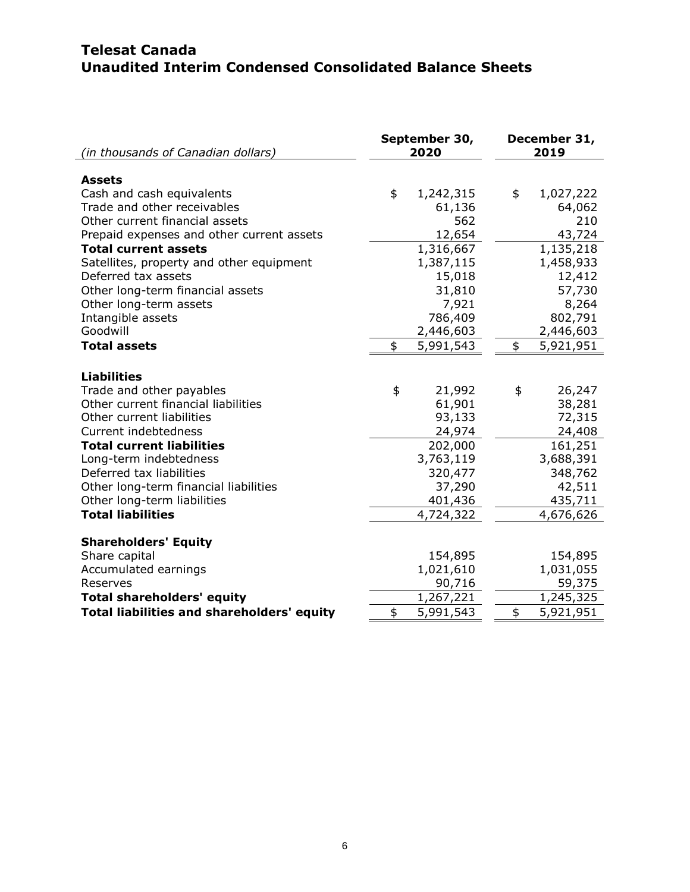# Telesat Canada
# Unaudited Interim Condensed Consolidated Balance Sheets

| *(in thousands of Canadian dollars)* | September 30, 2020 | December 31, 2019 |
|---|---|---|
| **Assets** | | |
| Cash and cash equivalents | $ 1,242,315 | $ 1,027,222 |
| Trade and other receivables | 61,136 | 64,062 |
| Other current financial assets | 562 | 210 |
| Prepaid expenses and other current assets | 12,654 | 43,724 |
| **Total current assets** | 1,316,667 | 1,135,218 |
| Satellites, property and other equipment | 1,387,115 | 1,458,933 |
| Deferred tax assets | 15,018 | 12,412 |
| Other long-term financial assets | 31,810 | 57,730 |
| Other long-term assets | 7,921 | 8,264 |
| Intangible assets | 786,409 | 802,791 |
| Goodwill | 2,446,603 | 2,446,603 |
| **Total assets** | $ 5,991,543 | $ 5,921,951 |
| **Liabilities** | | |
| Trade and other payables | $ 21,992 | $ 26,247 |
| Other current financial liabilities | 61,901 | 38,281 |
| Other current liabilities | 93,133 | 72,315 |
| Current indebtedness | 24,974 | 24,408 |
| **Total current liabilities** | 202,000 | 161,251 |
| Long-term indebtedness | 3,763,119 | 3,688,391 |
| Deferred tax liabilities | 320,477 | 348,762 |
| Other long-term financial liabilities | 37,290 | 42,511 |
| Other long-term liabilities | 401,436 | 435,711 |
| **Total liabilities** | 4,724,322 | 4,676,626 |
| **Shareholders' Equity** | | |
| Share capital | 154,895 | 154,895 |
| Accumulated earnings | 1,021,610 | 1,031,055 |
| Reserves | 90,716 | 59,375 |
| **Total shareholders' equity** | 1,267,221 | 1,245,325 |
| **Total liabilities and shareholders' equity** | $ 5,991,543 | $ 5,921,951 |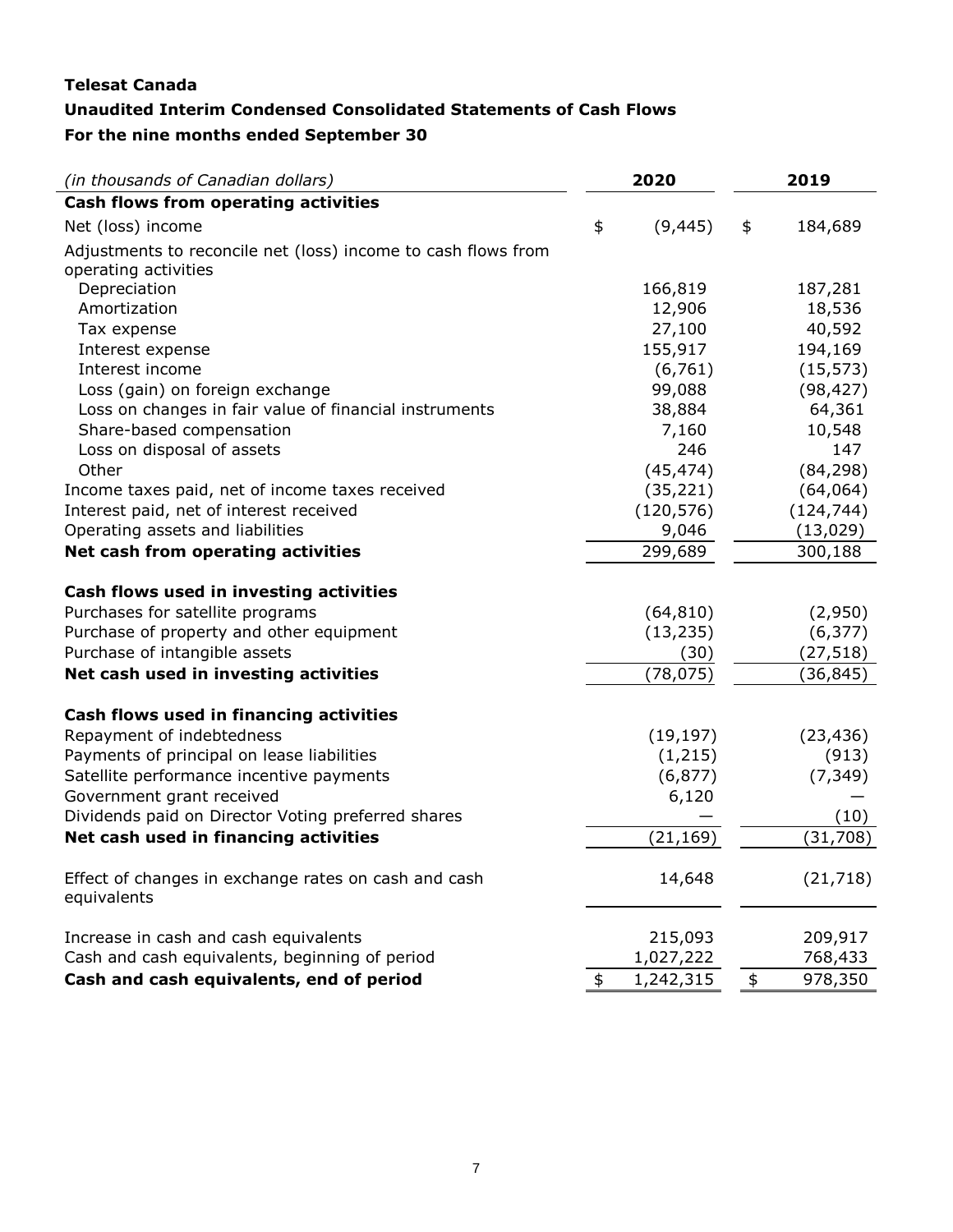**Telesat Canada**

**Unaudited Interim Condensed Consolidated Statements of Cash Flows**

**For the nine months ended September 30**

| *(in thousands of Canadian dollars)* | 2020 | 2019 |
|---|---|---|
| **Cash flows from operating activities** | | |
| Net (loss) income | $ (9,445) | $ 184,689 |
| Adjustments to reconcile net (loss) income to cash flows from operating activities | | |
| Depreciation | 166,819 | 187,281 |
| Amortization | 12,906 | 18,536 |
| Tax expense | 27,100 | 40,592 |
| Interest expense | 155,917 | 194,169 |
| Interest income | (6,761) | (15,573) |
| Loss (gain) on foreign exchange | 99,088 | (98,427) |
| Loss on changes in fair value of financial instruments | 38,884 | 64,361 |
| Share-based compensation | 7,160 | 10,548 |
| Loss on disposal of assets | 246 | 147 |
| Other | (45,474) | (84,298) |
| Income taxes paid, net of income taxes received | (35,221) | (64,064) |
| Interest paid, net of interest received | (120,576) | (124,744) |
| Operating assets and liabilities | 9,046 | (13,029) |
| **Net cash from operating activities** | 299,689 | 300,188 |
| | | |
| **Cash flows used in investing activities** | | |
| Purchases for satellite programs | (64,810) | (2,950) |
| Purchase of property and other equipment | (13,235) | (6,377) |
| Purchase of intangible assets | (30) | (27,518) |
| **Net cash used in investing activities** | (78,075) | (36,845) |
| | | |
| **Cash flows used in financing activities** | | |
| Repayment of indebtedness | (19,197) | (23,436) |
| Payments of principal on lease liabilities | (1,215) | (913) |
| Satellite performance incentive payments | (6,877) | (7,349) |
| Government grant received | 6,120 | — |
| Dividends paid on Director Voting preferred shares | — | (10) |
| **Net cash used in financing activities** | (21,169) | (31,708) |
| | | |
| Effect of changes in exchange rates on cash and cash equivalents | 14,648 | (21,718) |
| | | |
| Increase in cash and cash equivalents | 215,093 | 209,917 |
| Cash and cash equivalents, beginning of period | 1,027,222 | 768,433 |
| **Cash and cash equivalents, end of period** | $ 1,242,315 | $ 978,350 |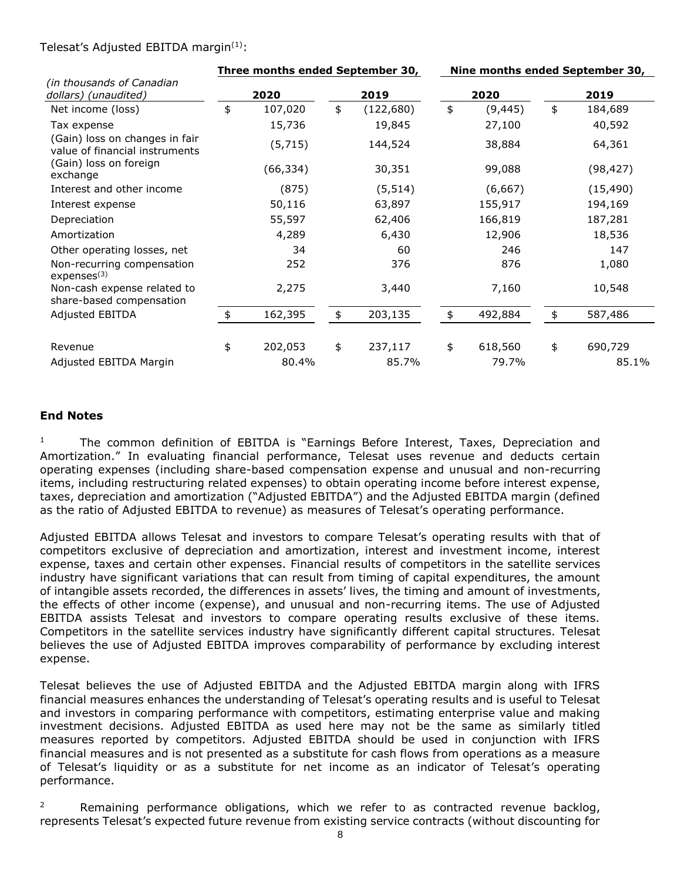Telesat's Adjusted EBITDA margin[(1)]:

| (in thousands of Canadian dollars) (unaudited) | Three months ended September 30, 2020 | Three months ended September 30, 2019 | Nine months ended September 30, 2020 | Nine months ended September 30, 2019 |
|---|---|---|---|---|
| Net income (loss) | $ 107,020 | $ (122,680) | $ (9,445) | $ 184,689 |
| Tax expense | 15,736 | 19,845 | 27,100 | 40,592 |
| (Gain) loss on changes in fair value of financial instruments | (5,715) | 144,524 | 38,884 | 64,361 |
| (Gain) loss on foreign exchange | (66,334) | 30,351 | 99,088 | (98,427) |
| Interest and other income | (875) | (5,514) | (6,667) | (15,490) |
| Interest expense | 50,116 | 63,897 | 155,917 | 194,169 |
| Depreciation | 55,597 | 62,406 | 166,819 | 187,281 |
| Amortization | 4,289 | 6,430 | 12,906 | 18,536 |
| Other operating losses, net | 34 | 60 | 246 | 147 |
| Non-recurring compensation expenses[(3)] | 252 | 376 | 876 | 1,080 |
| Non-cash expense related to share-based compensation | 2,275 | 3,440 | 7,160 | 10,548 |
| Adjusted EBITDA | $ 162,395 | $ 203,135 | $ 492,884 | $ 587,486 |
| | | | | |
| Revenue | $ 202,053 | $ 237,117 | $ 618,560 | $ 690,729 |
| Adjusted EBITDA Margin | 80.4% | 85.7% | 79.7% | 85.1% |

## End Notes

[1] The common definition of EBITDA is "Earnings Before Interest, Taxes, Depreciation and Amortization." In evaluating financial performance, Telesat uses revenue and deducts certain operating expenses (including share-based compensation expense and unusual and non-recurring items, including restructuring related expenses) to obtain operating income before interest expense, taxes, depreciation and amortization ("Adjusted EBITDA") and the Adjusted EBITDA margin (defined as the ratio of Adjusted EBITDA to revenue) as measures of Telesat's operating performance.

Adjusted EBITDA allows Telesat and investors to compare Telesat's operating results with that of competitors exclusive of depreciation and amortization, interest and investment income, interest expense, taxes and certain other expenses. Financial results of competitors in the satellite services industry have significant variations that can result from timing of capital expenditures, the amount of intangible assets recorded, the differences in assets' lives, the timing and amount of investments, the effects of other income (expense), and unusual and non-recurring items. The use of Adjusted EBITDA assists Telesat and investors to compare operating results exclusive of these items. Competitors in the satellite services industry have significantly different capital structures. Telesat believes the use of Adjusted EBITDA improves comparability of performance by excluding interest expense.

Telesat believes the use of Adjusted EBITDA and the Adjusted EBITDA margin along with IFRS financial measures enhances the understanding of Telesat's operating results and is useful to Telesat and investors in comparing performance with competitors, estimating enterprise value and making investment decisions. Adjusted EBITDA as used here may not be the same as similarly titled measures reported by competitors. Adjusted EBITDA should be used in conjunction with IFRS financial measures and is not presented as a substitute for cash flows from operations as a measure of Telesat's liquidity or as a substitute for net income as an indicator of Telesat's operating performance.

[2] Remaining performance obligations, which we refer to as contracted revenue backlog, represents Telesat's expected future revenue from existing service contracts (without discounting for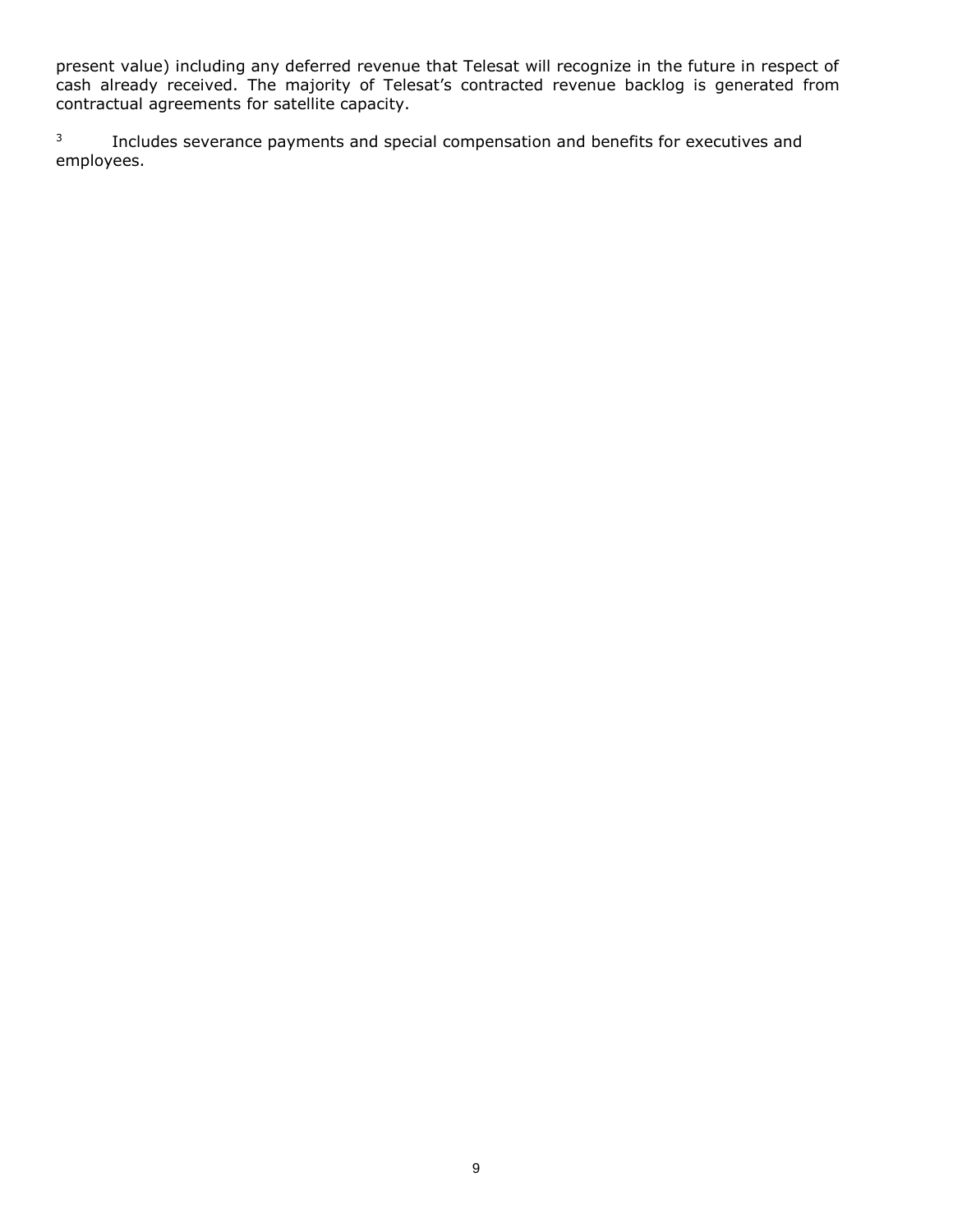present value) including any deferred revenue that Telesat will recognize in the future in respect of cash already received. The majority of Telesat's contracted revenue backlog is generated from contractual agreements for satellite capacity.

[3] Includes severance payments and special compensation and benefits for executives and employees.